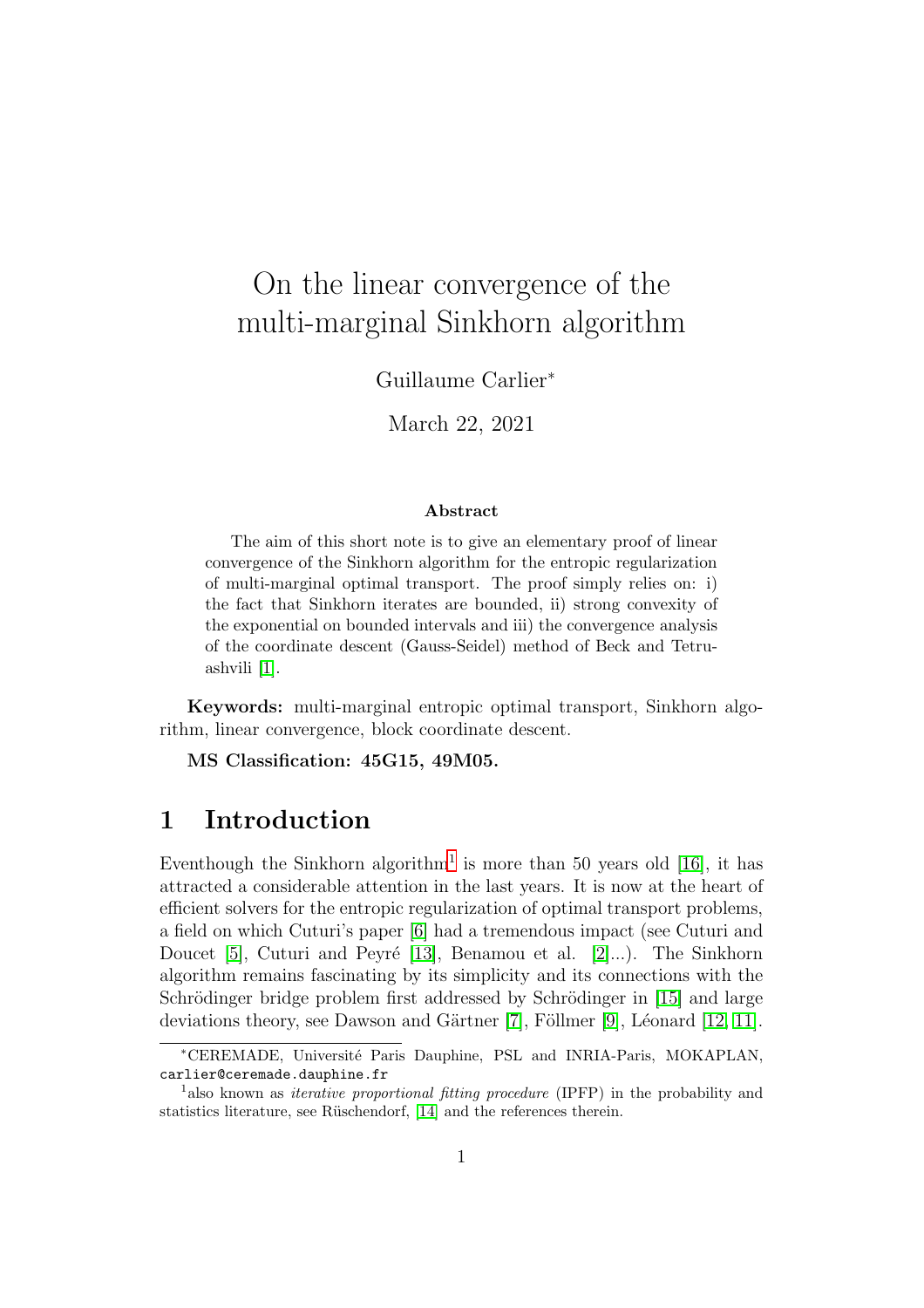# On the linear convergence of the multi-marginal Sinkhorn algorithm

Guillaume Carlier*

March 22, 2021

**Abstract**

The aim of this short note is to give an elementary proof of linear convergence of the Sinkhorn algorithm for the entropic regularization of multi-marginal optimal transport. The proof simply relies on: i) the fact that Sinkhorn iterates are bounded, ii) strong convexity of the exponential on bounded intervals and iii) the convergence analysis of the coordinate descent (Gauss-Seidel) method of Beck and Tetruashvili [1].

**Keywords:** multi-marginal entropic optimal transport, Sinkhorn algorithm, linear convergence, block coordinate descent.

**MS Classification: 45G15, 49M05.**

## 1 Introduction

Eventhough the Sinkhorn algorithm[1] is more than 50 years old [16], it has attracted a considerable attention in the last years. It is now at the heart of efficient solvers for the entropic regularization of optimal transport problems, a field on which Cuturi's paper [6] had a tremendous impact (see Cuturi and Doucet [5], Cuturi and Peyré [13], Benamou et al. [2]...). The Sinkhorn algorithm remains fascinating by its simplicity and its connections with the Schrödinger bridge problem first addressed by Schrödinger in [15] and large deviations theory, see Dawson and Gärtner [7], Föllmer [9], Léonard [12, 11].

*CEREMADE, Université Paris Dauphine, PSL and INRIA-Paris, MOKAPLAN, carlier@ceremade.dauphine.fr

[1] also known as *iterative proportional fitting procedure* (IPFP) in the probability and statistics literature, see Rüschendorf, [14] and the references therein.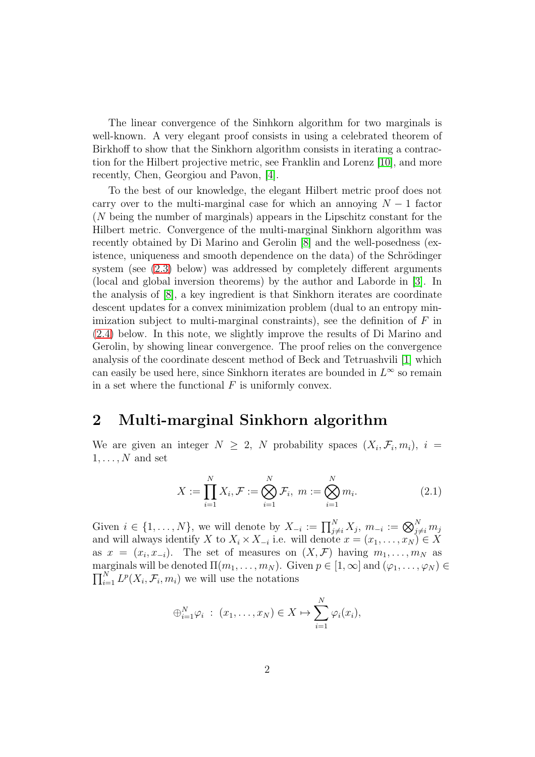The linear convergence of the Sinhkorn algorithm for two marginals is well-known. A very elegant proof consists in using a celebrated theorem of Birkhoff to show that the Sinkhorn algorithm consists in iterating a contraction for the Hilbert projective metric, see Franklin and Lorenz [10], and more recently, Chen, Georgiou and Pavon, [4].

To the best of our knowledge, the elegant Hilbert metric proof does not carry over to the multi-marginal case for which an annoying $N-1$ factor ($N$ being the number of marginals) appears in the Lipschitz constant for the Hilbert metric. Convergence of the multi-marginal Sinkhorn algorithm was recently obtained by Di Marino and Gerolin [8] and the well-posedness (existence, uniqueness and smooth dependence on the data) of the Schrödinger system (see (2.3) below) was addressed by completely different arguments (local and global inversion theorems) by the author and Laborde in [3]. In the analysis of [8], a key ingredient is that Sinkhorn iterates are coordinate descent updates for a convex minimization problem (dual to an entropy minimization subject to multi-marginal constraints), see the definition of $F$ in (2.4) below. In this note, we slightly improve the results of Di Marino and Gerolin, by showing linear convergence. The proof relies on the convergence analysis of the coordinate descent method of Beck and Tetruashvili [1] which can easily be used here, since Sinkhorn iterates are bounded in $L^\infty$ so remain in a set where the functional $F$ is uniformly convex.

## 2 Multi-marginal Sinkhorn algorithm

We are given an integer $N \geq 2$, $N$ probability spaces $(X_i, \mathcal{F}_i, m_i)$, $i = 1, \dots, N$ and set

$$X := \prod_{i=1}^N X_i, \mathcal{F} := \bigotimes_{i=1}^N \mathcal{F}_i, \ m := \bigotimes_{i=1}^N m_i. \tag{2.1}$$

Given $i \in \{1, \dots, N\}$, we will denote by $X_{-i} := \prod_{j\neq i}^N X_j$, $m_{-i} := \bigotimes_{j\neq i}^N m_j$ and will always identify $X$ to $X_i \times X_{-i}$ i.e. will denote $x = (x_1, \dots, x_N) \in X$ as $x = (x_i, x_{-i})$. The set of measures on $(X, \mathcal{F})$ having $m_1, \dots, m_N$ as marginals will be denoted $\Pi(m_1, \dots, m_N)$. Given $p \in [1, \infty]$ and $(\varphi_1, \dots, \varphi_N) \in \prod_{i=1}^N L^p(X_i, \mathcal{F}_i, m_i)$ we will use the notations

$$\oplus_{i=1}^N \varphi_i \ : \ (x_1, \dots, x_N) \in X \mapsto \sum_{i=1}^N \varphi_i(x_i),$$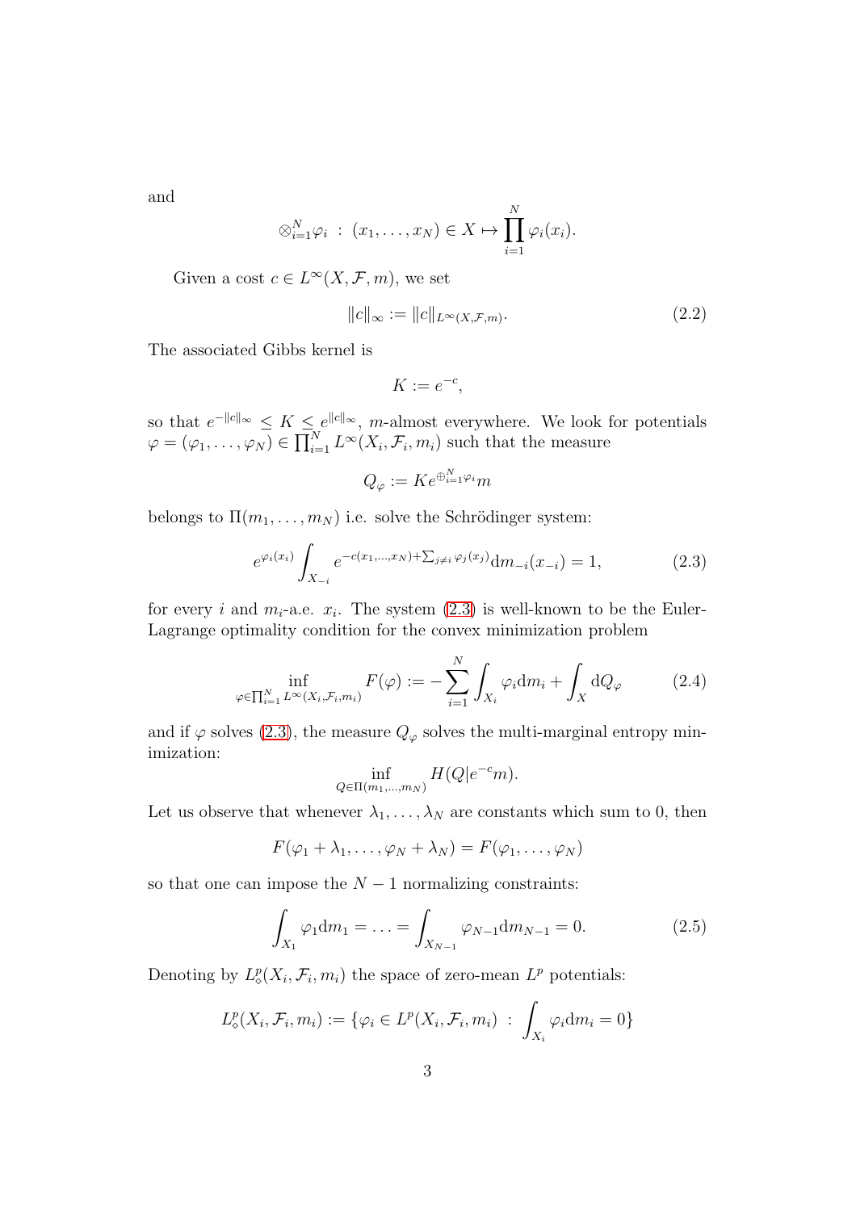and

$$\otimes_{i=1}^N \varphi_i \; : \; (x_1, \dots, x_N) \in X \mapsto \prod_{i=1}^N \varphi_i(x_i).$$

Given a cost $c \in L^\infty(X, \mathcal{F}, m)$, we set

$$\|c\|_\infty := \|c\|_{L^\infty(X,\mathcal{F},m)}. \tag{2.2}$$

The associated Gibbs kernel is

$$K := e^{-c},$$

so that $e^{-\|c\|_\infty} \leq K \leq e^{\|c\|_\infty}$, $m$-almost everywhere. We look for potentials $\varphi = (\varphi_1, \dots, \varphi_N) \in \prod_{i=1}^N L^\infty(X_i, \mathcal{F}_i, m_i)$ such that the measure

$$Q_\varphi := K e^{\oplus_{i=1}^N \varphi_i} m$$

belongs to $\Pi(m_1, \dots, m_N)$ i.e. solve the Schrödinger system:

$$e^{\varphi_i(x_i)} \int_{X_{-i}} e^{-c(x_1,\dots,x_N) + \sum_{j \neq i} \varphi_j(x_j)} \mathrm{d}m_{-i}(x_{-i}) = 1, \tag{2.3}$$

for every $i$ and $m_i$-a.e. $x_i$. The system (2.3) is well-known to be the Euler-Lagrange optimality condition for the convex minimization problem

$$\inf_{\varphi \in \prod_{i=1}^N L^\infty(X_i, \mathcal{F}_i, m_i)} F(\varphi) := -\sum_{i=1}^N \int_{X_i} \varphi_i \mathrm{d}m_i + \int_X \mathrm{d}Q_\varphi \tag{2.4}$$

and if $\varphi$ solves (2.3), the measure $Q_\varphi$ solves the multi-marginal entropy minimization:

$$\inf_{Q \in \Pi(m_1, \dots, m_N)} H(Q | e^{-c} m).$$

Let us observe that whenever $\lambda_1, \dots, \lambda_N$ are constants which sum to 0, then

$$F(\varphi_1 + \lambda_1, \dots, \varphi_N + \lambda_N) = F(\varphi_1, \dots, \varphi_N)$$

so that one can impose the $N-1$ normalizing constraints:

$$\int_{X_1} \varphi_1 \mathrm{d}m_1 = \dots = \int_{X_{N-1}} \varphi_{N-1} \mathrm{d}m_{N-1} = 0. \tag{2.5}$$

Denoting by $L^p_\diamond(X_i, \mathcal{F}_i, m_i)$ the space of zero-mean $L^p$ potentials:

$$L^p_\diamond(X_i, \mathcal{F}_i, m_i) := \{\varphi_i \in L^p(X_i, \mathcal{F}_i, m_i) \; : \; \int_{X_i} \varphi_i \mathrm{d}m_i = 0\}$$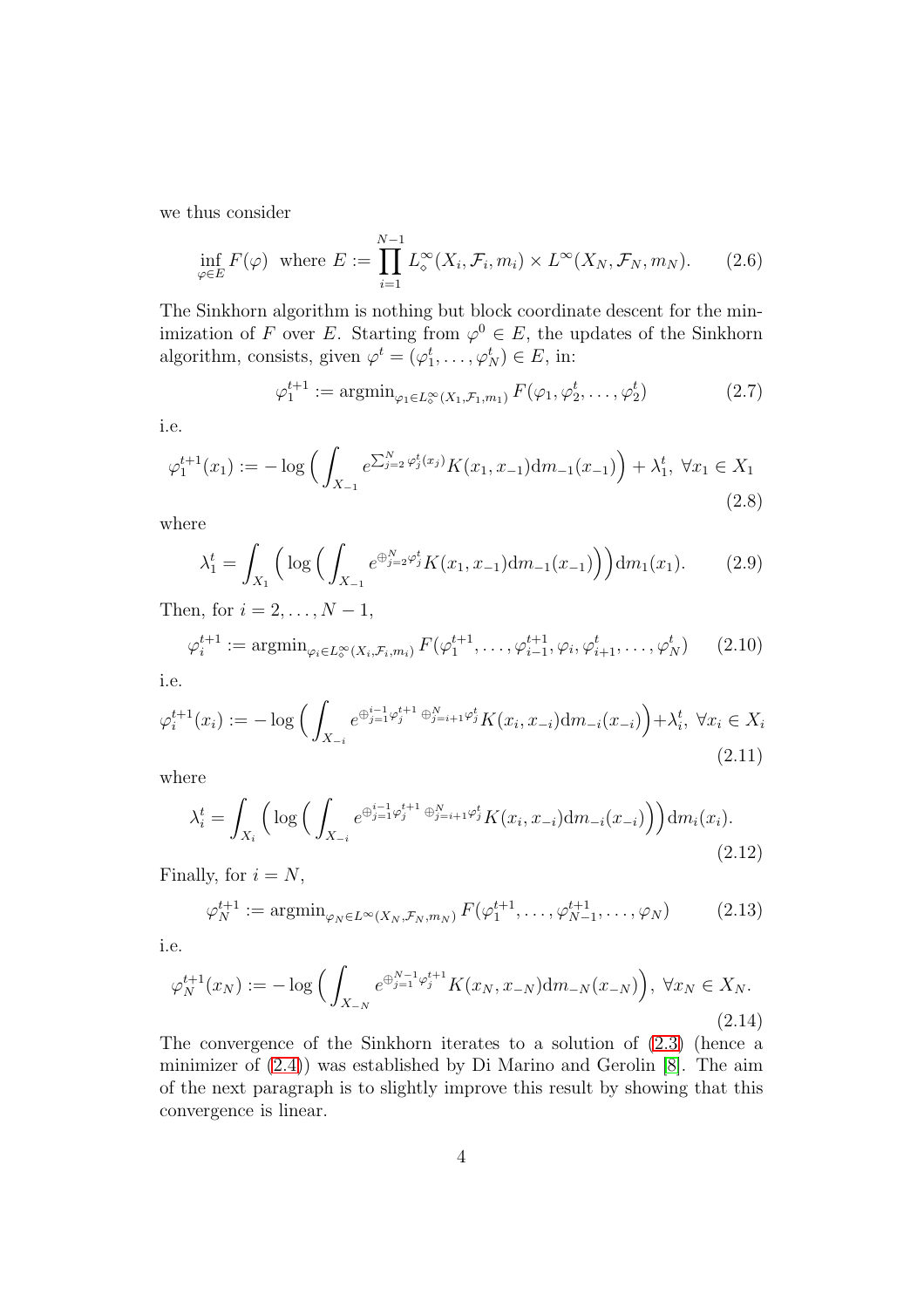we thus consider

$$\inf_{\varphi \in E} F(\varphi) \ \text{ where } E := \prod_{i=1}^{N-1} L^\infty_\diamond(X_i, \mathcal{F}_i, m_i) \times L^\infty(X_N, \mathcal{F}_N, m_N). \tag{2.6}$$

The Sinkhorn algorithm is nothing but block coordinate descent for the minimization of $F$ over $E$. Starting from $\varphi^0 \in E$, the updates of the Sinkhorn algorithm, consists, given $\varphi^t = (\varphi^t_1, \dots, \varphi^t_N) \in E$, in:

$$\varphi_1^{t+1} := \text{argmin}_{\varphi_1 \in L^\infty_\diamond(X_1, \mathcal{F}_1, m_1)} F(\varphi_1, \varphi_2^t, \dots, \varphi_2^t) \tag{2.7}$$

i.e.

$$\varphi_1^{t+1}(x_1) := -\log\Big( \int_{X_{-1}} e^{\sum_{j=2}^N \varphi_j^t(x_j)} K(x_1, x_{-1}) \mathrm{d}m_{-1}(x_{-1}) \Big) + \lambda_1^t, \ \forall x_1 \in X_1 \tag{2.8}$$

where

$$\lambda_1^t = \int_{X_1} \Big( \log\Big( \int_{X_{-1}} e^{\oplus_{j=2}^N \varphi_j^t} K(x_1, x_{-1}) \mathrm{d}m_{-1}(x_{-1}) \Big) \Big) \mathrm{d}m_1(x_1). \tag{2.9}$$

Then, for $i = 2, \dots, N-1$,

$$\varphi_i^{t+1} := \text{argmin}_{\varphi_i \in L^\infty_\diamond(X_i, \mathcal{F}_i, m_i)} F(\varphi_1^{t+1}, \dots, \varphi_{i-1}^{t+1}, \varphi_i, \varphi_{i+1}^t, \dots, \varphi_N^t) \tag{2.10}$$

i.e.

$$\varphi_i^{t+1}(x_i) := -\log\Big( \int_{X_{-i}} e^{\oplus_{j=1}^{i-1} \varphi_j^{t+1} \ \oplus_{j=i+1}^N \varphi_j^t} K(x_i, x_{-i}) \mathrm{d}m_{-i}(x_{-i}) \Big) + \lambda_i^t, \ \forall x_i \in X_i \tag{2.11}$$

where

$$\lambda_i^t = \int_{X_i} \Big( \log\Big( \int_{X_{-i}} e^{\oplus_{j=1}^{i-1} \varphi_j^{t+1} \ \oplus_{j=i+1}^N \varphi_j^t} K(x_i, x_{-i}) \mathrm{d}m_{-i}(x_{-i}) \Big) \Big) \mathrm{d}m_i(x_i). \tag{2.12}$$

Finally, for $i = N$,

$$\varphi_N^{t+1} := \text{argmin}_{\varphi_N \in L^\infty(X_N, \mathcal{F}_N, m_N)} F(\varphi_1^{t+1}, \dots, \varphi_{N-1}^{t+1}, \dots, \varphi_N) \tag{2.13}$$

i.e.

$$\varphi_N^{t+1}(x_N) := -\log\Big( \int_{X_{-N}} e^{\oplus_{j=1}^{N-1} \varphi_j^{t+1}} K(x_N, x_{-N}) \mathrm{d}m_{-N}(x_{-N}) \Big), \ \forall x_N \in X_N. \tag{2.14}$$

The convergence of the Sinkhorn iterates to a solution of (2.3) (hence a minimizer of (2.4)) was established by Di Marino and Gerolin [8]. The aim of the next paragraph is to slightly improve this result by showing that this convergence is linear.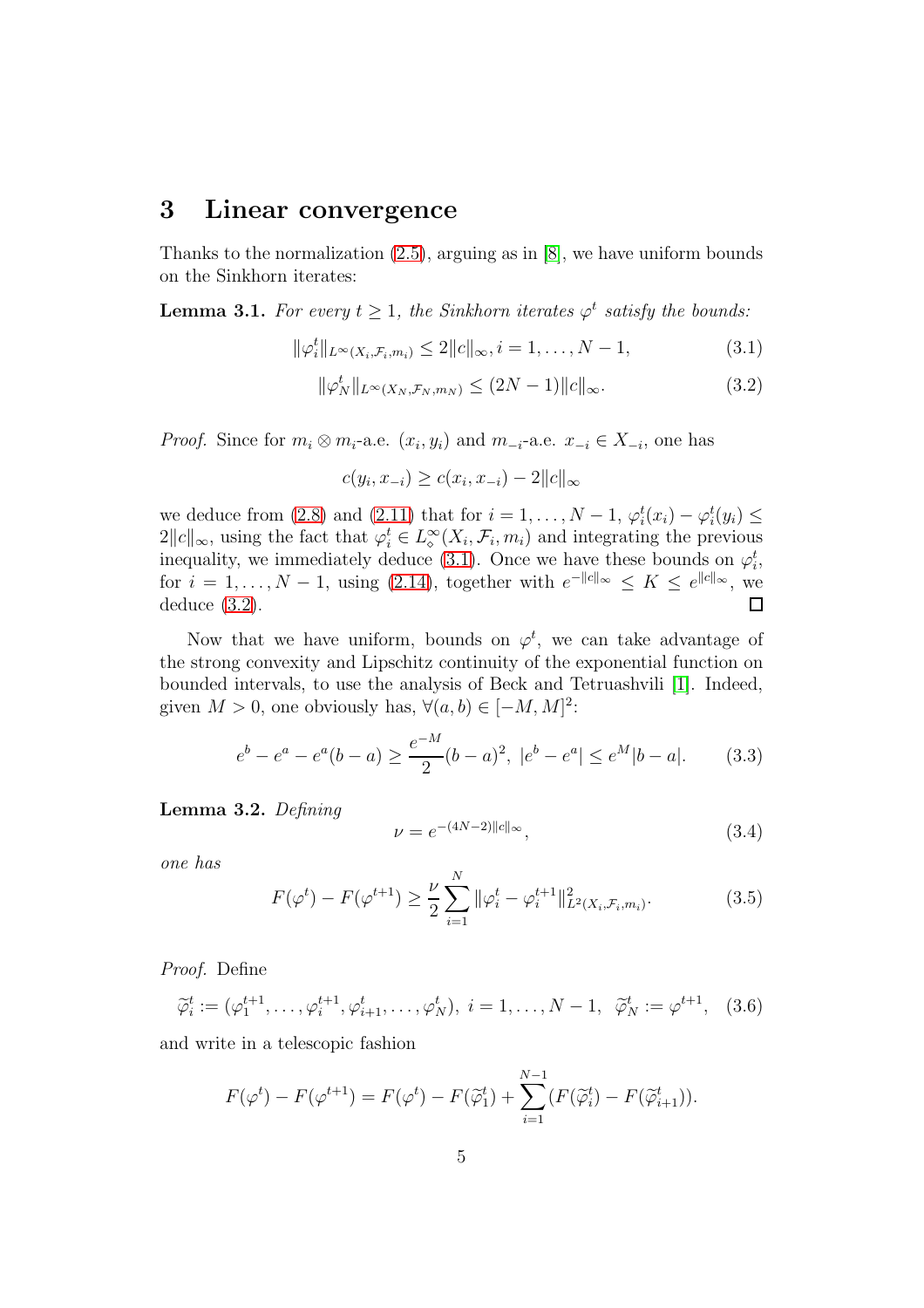## 3 Linear convergence

Thanks to the normalization (2.5), arguing as in [8], we have uniform bounds on the Sinkhorn iterates:

**Lemma 3.1.** *For every $t \geq 1$, the Sinkhorn iterates $\varphi^t$ satisfy the bounds:*

$$\|\varphi_i^t\|_{L^\infty(X_i, \mathcal{F}_i, m_i)} \leq 2\|c\|_\infty, i = 1, \dots, N-1, \tag{3.1}$$

$$\|\varphi_N^t\|_{L^\infty(X_N, \mathcal{F}_N, m_N)} \leq (2N-1)\|c\|_\infty. \tag{3.2}$$

*Proof.* Since for $m_i \otimes m_i$-a.e. $(x_i, y_i)$ and $m_{-i}$-a.e. $x_{-i} \in X_{-i}$, one has

$$c(y_i, x_{-i}) \geq c(x_i, x_{-i}) - 2\|c\|_\infty$$

we deduce from (2.8) and (2.11) that for $i = 1, \dots, N-1$, $\varphi_i^t(x_i) - \varphi_i^t(y_i) \leq 2\|c\|_\infty$, using the fact that $\varphi_i^t \in L^\infty_\diamond(X_i, \mathcal{F}_i, m_i)$ and integrating the previous inequality, we immediately deduce (3.1). Once we have these bounds on $\varphi_i^t$, for $i = 1, \dots, N-1$, using (2.14), together with $e^{-\|c\|_\infty} \leq K \leq e^{\|c\|_\infty}$, we deduce (3.2). $\square$

Now that we have uniform, bounds on $\varphi^t$, we can take advantage of the strong convexity and Lipschitz continuity of the exponential function on bounded intervals, to use the analysis of Beck and Tetruashvili [1]. Indeed, given $M > 0$, one obviously has, $\forall (a, b) \in [-M, M]^2$:

$$e^b - e^a - e^a(b-a) \geq \frac{e^{-M}}{2}(b-a)^2, \ |e^b - e^a| \leq e^M |b-a|. \tag{3.3}$$

**Lemma 3.2.** *Defining*

$$\nu = e^{-(4N-2)\|c\|_\infty}, \tag{3.4}$$

*one has*

$$F(\varphi^t) - F(\varphi^{t+1}) \geq \frac{\nu}{2} \sum_{i=1}^N \|\varphi_i^t - \varphi_i^{t+1}\|^2_{L^2(X_i, \mathcal{F}_i, m_i)}. \tag{3.5}$$

*Proof.* Define

$$\widetilde{\varphi}_i^t := (\varphi_1^{t+1}, \dots, \varphi_i^{t+1}, \varphi_{i+1}^t, \dots, \varphi_N^t), \ i = 1, \dots, N-1, \ \ \widetilde{\varphi}_N^t := \varphi^{t+1}, \tag{3.6}$$

and write in a telescopic fashion

$$F(\varphi^t) - F(\varphi^{t+1}) = F(\varphi^t) - F(\widetilde{\varphi}_1^t) + \sum_{i=1}^{N-1} (F(\widetilde{\varphi}_i^t) - F(\widetilde{\varphi}_{i+1}^t)).$$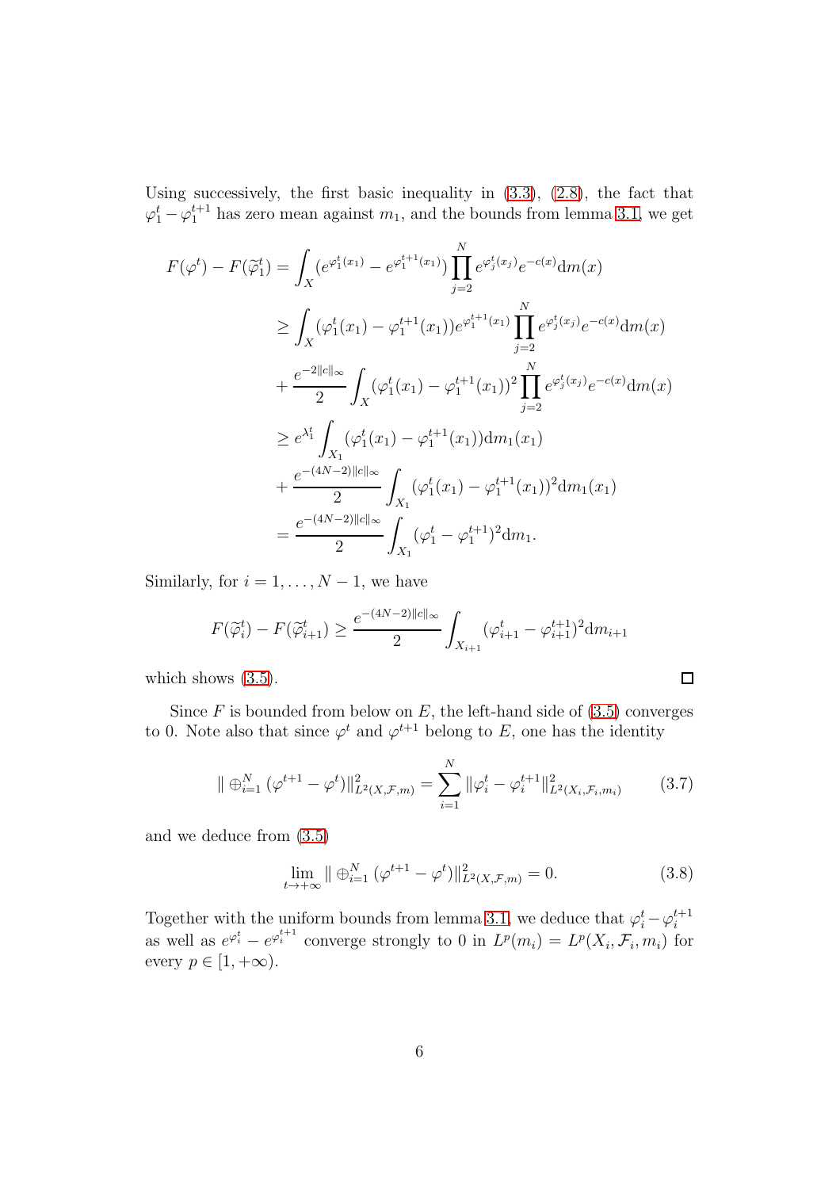Using successively, the first basic inequality in (3.3), (2.8), the fact that $\varphi_1^t - \varphi_1^{t+1}$ has zero mean against $m_1$, and the bounds from lemma 3.1, we get

$$
\begin{aligned}
F(\varphi^t) - F(\widetilde{\varphi}_1^t) &= \int_X (e^{\varphi_1^t(x_1)} - e^{\varphi_1^{t+1}(x_1)}) \prod_{j=2}^N e^{\varphi_j^t(x_j)} e^{-c(x)} \mathrm{d}m(x) \\
&\geq \int_X (\varphi_1^t(x_1) - \varphi_1^{t+1}(x_1)) e^{\varphi_1^{t+1}(x_1)} \prod_{j=2}^N e^{\varphi_j^t(x_j)} e^{-c(x)} \mathrm{d}m(x) \\
&+ \frac{e^{-2\|c\|_\infty}}{2} \int_X (\varphi_1^t(x_1) - \varphi_1^{t+1}(x_1))^2 \prod_{j=2}^N e^{\varphi_j^t(x_j)} e^{-c(x)} \mathrm{d}m(x) \\
&\geq e^{\lambda_1^t} \int_{X_1} (\varphi_1^t(x_1) - \varphi_1^{t+1}(x_1)) \mathrm{d}m_1(x_1) \\
&+ \frac{e^{-(4N-2)\|c\|_\infty}}{2} \int_{X_1} (\varphi_1^t(x_1) - \varphi_1^{t+1}(x_1))^2 \mathrm{d}m_1(x_1) \\
&= \frac{e^{-(4N-2)\|c\|_\infty}}{2} \int_{X_1} (\varphi_1^t - \varphi_1^{t+1})^2 \mathrm{d}m_1.
\end{aligned}
$$

Similarly, for $i = 1, \dots, N-1$, we have

$$
F(\widetilde{\varphi}_i^t) - F(\widetilde{\varphi}_{i+1}^t) \geq \frac{e^{-(4N-2)\|c\|_\infty}}{2} \int_{X_{i+1}} (\varphi_{i+1}^t - \varphi_{i+1}^{t+1})^2 \mathrm{d}m_{i+1}
$$

which shows (3.5). □

Since $F$ is bounded from below on $E$, the left-hand side of (3.5) converges to 0. Note also that since $\varphi^t$ and $\varphi^{t+1}$ belong to $E$, one has the identity

$$
\| \oplus_{i=1}^N (\varphi^{t+1} - \varphi^t) \|^2_{L^2(X,\mathcal{F},m)} = \sum_{i=1}^N \|\varphi_i^t - \varphi_i^{t+1}\|^2_{L^2(X_i,\mathcal{F}_i,m_i)} \tag{3.7}
$$

and we deduce from (3.5)

$$
\lim_{t\to+\infty} \| \oplus_{i=1}^N (\varphi^{t+1} - \varphi^t) \|^2_{L^2(X,\mathcal{F},m)} = 0. \tag{3.8}
$$

Together with the uniform bounds from lemma 3.1, we deduce that $\varphi_i^t - \varphi_i^{t+1}$ as well as $e^{\varphi_i^t} - e^{\varphi_i^{t+1}}$ converge strongly to 0 in $L^p(m_i) = L^p(X_i, \mathcal{F}_i, m_i)$ for every $p \in [1, +\infty)$.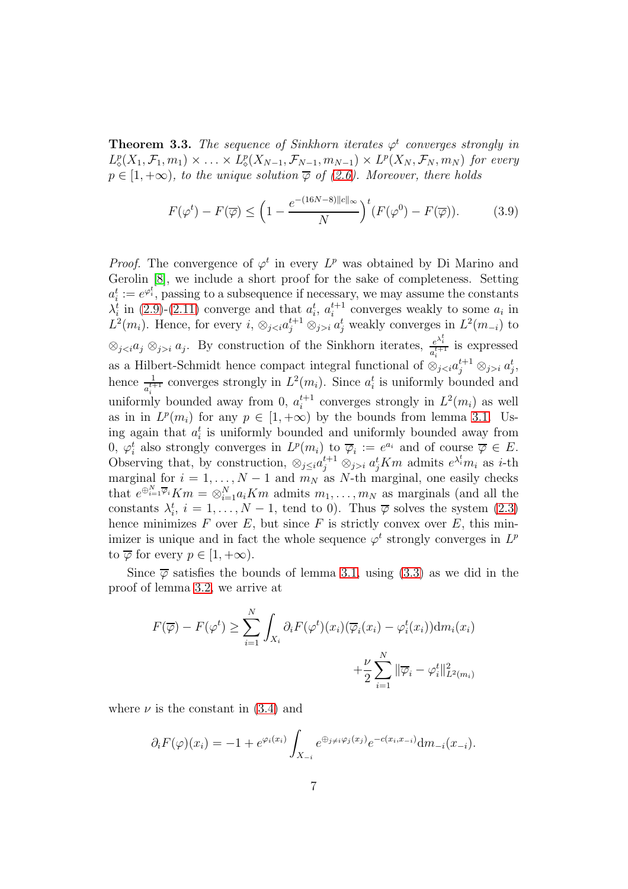**Theorem 3.3.** *The sequence of Sinkhorn iterates $\varphi^t$ converges strongly in $L^p_\diamond(X_1, \mathcal{F}_1, m_1) \times \ldots \times L^p_\diamond(X_{N-1}, \mathcal{F}_{N-1}, m_{N-1}) \times L^p(X_N, \mathcal{F}_N, m_N)$ for every $p \in [1, +\infty)$, to the unique solution $\overline{\varphi}$ of (2.6). Moreover, there holds*

$$F(\varphi^t) - F(\overline{\varphi}) \leq \Big(1 - \frac{e^{-(16N-8)\|c\|_\infty}}{N}\Big)^t (F(\varphi^0) - F(\overline{\varphi})). \tag{3.9}$$

*Proof.* The convergence of $\varphi^t$ in every $L^p$ was obtained by Di Marino and Gerolin [8], we include a short proof for the sake of completeness. Setting $a_i^t := e^{\varphi_i^t}$, passing to a subsequence if necessary, we may assume the constants $\lambda_i^t$ in (2.9)-(2.11) converge and that $a_i^t$, $a_i^{t+1}$ converges weakly to some $a_i$ in $L^2(m_i)$. Hence, for every $i$, $\otimes_{j<i} a_j^{t+1} \otimes_{j>i} a_j^t$ weakly converges in $L^2(m_{-i})$ to $\otimes_{j<i} a_j \otimes_{j>i} a_j$. By construction of the Sinkhorn iterates, $\frac{e^{\lambda_i^t}}{a_i^{t+1}}$ is expressed as a Hilbert-Schmidt hence compact integral functional of $\otimes_{j<i} a_j^{t+1} \otimes_{j>i} a_j^t$, hence $\frac{1}{a_i^{t+1}}$ converges strongly in $L^2(m_i)$. Since $a_i^t$ is uniformly bounded and uniformly bounded away from 0, $a_i^{t+1}$ converges strongly in $L^2(m_i)$ as well as in in $L^p(m_i)$ for any $p \in [1, +\infty)$ by the bounds from lemma 3.1. Using again that $a_i^t$ is uniformly bounded and uniformly bounded away from 0, $\varphi_i^t$ also strongly converges in $L^p(m_i)$ to $\overline{\varphi}_i := e^{a_i}$ and of course $\overline{\varphi} \in E$. Observing that, by construction, $\otimes_{j \leq i} a_j^{t+1} \otimes_{j>i} a_j^t Km$ admits $e^{\lambda_i^t} m_i$ as $i$-th marginal for $i = 1, \ldots, N-1$ and $m_N$ as $N$-th marginal, one easily checks that $e^{\oplus_{i=1}^N \overline{\varphi}_i} Km = \otimes_{i=1}^N a_i Km$ admits $m_1, \ldots, m_N$ as marginals (and all the constants $\lambda_i^t$, $i = 1, \ldots, N-1$, tend to 0). Thus $\overline{\varphi}$ solves the system (2.3) hence minimizes $F$ over $E$, but since $F$ is strictly convex over $E$, this minimizer is unique and in fact the whole sequence $\varphi^t$ strongly converges in $L^p$ to $\overline{\varphi}$ for every $p \in [1, +\infty)$.

Since $\overline{\varphi}$ satisfies the bounds of lemma 3.1, using (3.3) as we did in the proof of lemma 3.2, we arrive at

$$F(\overline{\varphi}) - F(\varphi^t) \geq \sum_{i=1}^N \int_{X_i} \partial_i F(\varphi^t)(x_i)(\overline{\varphi}_i(x_i) - \varphi_i^t(x_i)) \mathrm{d}m_i(x_i) + \frac{\nu}{2} \sum_{i=1}^N \|\overline{\varphi}_i - \varphi_i^t\|^2_{L^2(m_i)}$$

where $\nu$ is the constant in (3.4) and

$$\partial_i F(\varphi)(x_i) = -1 + e^{\varphi_i(x_i)} \int_{X_{-i}} e^{\oplus_{j \neq i} \varphi_j(x_j)} e^{-c(x_i, x_{-i})} \mathrm{d}m_{-i}(x_{-i}).$$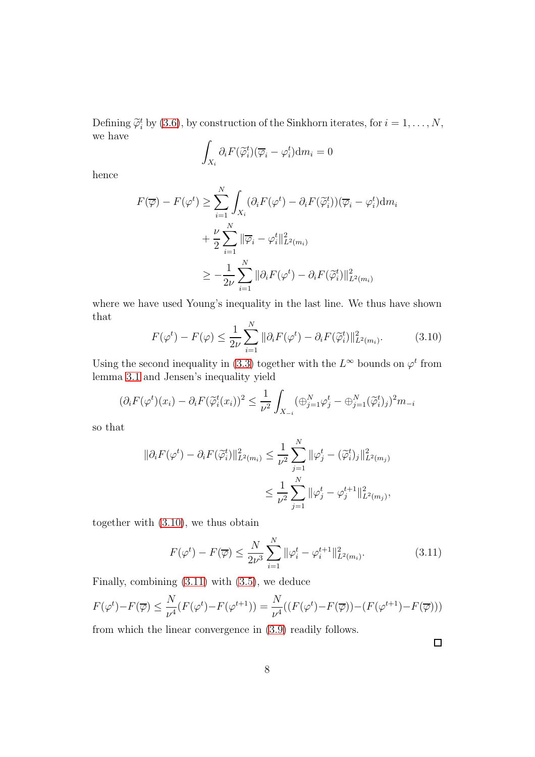Defining $\widetilde{\varphi}_i^t$ by (3.6), by construction of the Sinkhorn iterates, for $i = 1, \dots, N$, we have

$$\int_{X_i} \partial_i F(\widetilde{\varphi}_i^t)(\overline{\varphi}_i - \varphi_i^t) \mathrm{d}m_i = 0$$

hence

$$\begin{aligned}
F(\overline{\varphi}) - F(\varphi^t) &\geq \sum_{i=1}^{N} \int_{X_i} (\partial_i F(\varphi^t) - \partial_i F(\widetilde{\varphi}_i^t))(\overline{\varphi}_i - \varphi_i^t) \mathrm{d}m_i \\
&\quad + \frac{\nu}{2} \sum_{i=1}^{N} \|\overline{\varphi}_i - \varphi_i^t\|^2_{L^2(m_i)} \\
&\geq -\frac{1}{2\nu} \sum_{i=1}^{N} \|\partial_i F(\varphi^t) - \partial_i F(\widetilde{\varphi}_i^t)\|^2_{L^2(m_i)}
\end{aligned}$$

where we have used Young's inequality in the last line. We thus have shown that

$$F(\varphi^t) - F(\varphi) \leq \frac{1}{2\nu} \sum_{i=1}^{N} \|\partial_i F(\varphi^t) - \partial_i F(\widetilde{\varphi}_i^t)\|^2_{L^2(m_i)}. \tag{3.10}$$

Using the second inequality in (3.3) together with the $L^\infty$ bounds on $\varphi^t$ from lemma 3.1 and Jensen's inequality yield

$$(\partial_i F(\varphi^t)(x_i) - \partial_i F(\widetilde{\varphi}_i^t(x_i)))^2 \leq \frac{1}{\nu^2} \int_{X_{-i}} (\oplus_{j=1}^N \varphi_j^t - \oplus_{j=1}^N (\widetilde{\varphi}_i^t)_j)^2 m_{-i}$$

so that

$$\begin{aligned}
\|\partial_i F(\varphi^t) - \partial_i F(\widetilde{\varphi}_i^t)\|^2_{L^2(m_i)} &\leq \frac{1}{\nu^2} \sum_{j=1}^{N} \|\varphi_j^t - (\widetilde{\varphi}_i^t)_j\|^2_{L^2(m_j)} \\
&\leq \frac{1}{\nu^2} \sum_{j=1}^{N} \|\varphi_j^t - \varphi_j^{t+1}\|^2_{L^2(m_j)},
\end{aligned}$$

together with (3.10), we thus obtain

$$F(\varphi^t) - F(\overline{\varphi}) \leq \frac{N}{2\nu^3} \sum_{i=1}^{N} \|\varphi_i^t - \varphi_i^{t+1}\|^2_{L^2(m_i)}. \tag{3.11}$$

Finally, combining (3.11) with (3.5), we deduce

$$F(\varphi^t) - F(\overline{\varphi}) \leq \frac{N}{\nu^4}(F(\varphi^t) - F(\varphi^{t+1})) = \frac{N}{\nu^4}((F(\varphi^t) - F(\overline{\varphi})) - (F(\varphi^{t+1}) - F(\overline{\varphi})))$$

from which the linear convergence in (3.9) readily follows.

□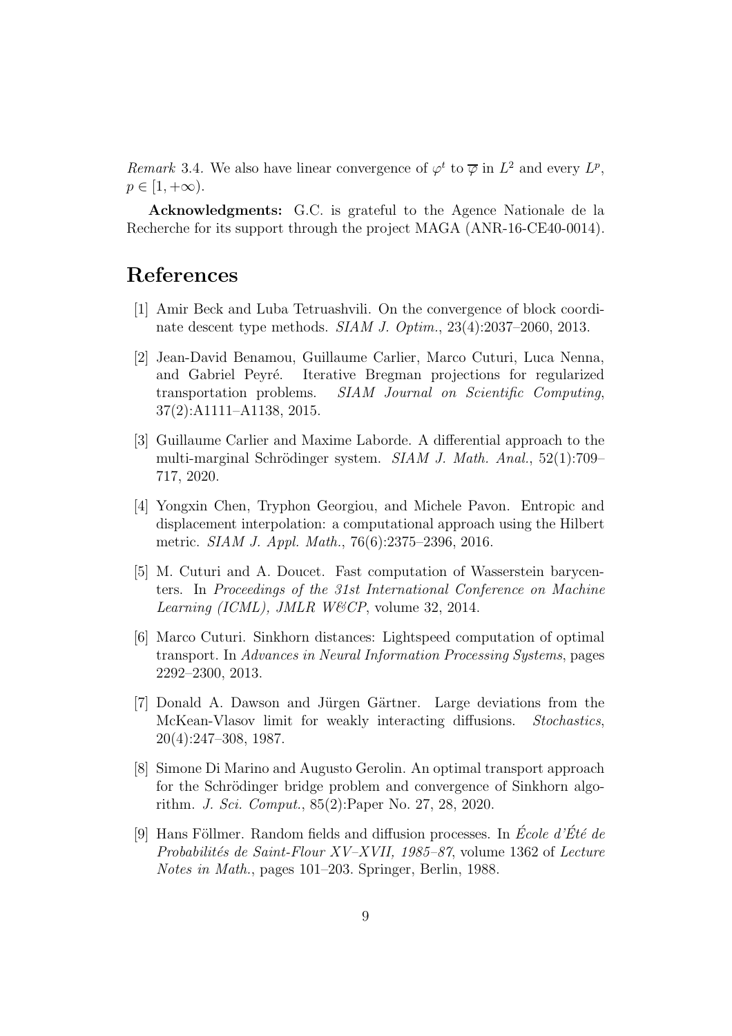*Remark* 3.4. We also have linear convergence of $\varphi^t$ to $\overline{\varphi}$ in $L^2$ and every $L^p$, $p \in [1, +\infty)$.

**Acknowledgments:** G.C. is grateful to the Agence Nationale de la Recherche for its support through the project MAGA (ANR-16-CE40-0014).

# References

[1] Amir Beck and Luba Tetruashvili. On the convergence of block coordinate descent type methods. *SIAM J. Optim.*, 23(4):2037–2060, 2013.

[2] Jean-David Benamou, Guillaume Carlier, Marco Cuturi, Luca Nenna, and Gabriel Peyré. Iterative Bregman projections for regularized transportation problems. *SIAM Journal on Scientific Computing*, 37(2):A1111–A1138, 2015.

[3] Guillaume Carlier and Maxime Laborde. A differential approach to the multi-marginal Schrödinger system. *SIAM J. Math. Anal.*, 52(1):709–717, 2020.

[4] Yongxin Chen, Tryphon Georgiou, and Michele Pavon. Entropic and displacement interpolation: a computational approach using the Hilbert metric. *SIAM J. Appl. Math.*, 76(6):2375–2396, 2016.

[5] M. Cuturi and A. Doucet. Fast computation of Wasserstein barycenters. In *Proceedings of the 31st International Conference on Machine Learning (ICML), JMLR W&CP*, volume 32, 2014.

[6] Marco Cuturi. Sinkhorn distances: Lightspeed computation of optimal transport. In *Advances in Neural Information Processing Systems*, pages 2292–2300, 2013.

[7] Donald A. Dawson and Jürgen Gärtner. Large deviations from the McKean-Vlasov limit for weakly interacting diffusions. *Stochastics*, 20(4):247–308, 1987.

[8] Simone Di Marino and Augusto Gerolin. An optimal transport approach for the Schrödinger bridge problem and convergence of Sinkhorn algorithm. *J. Sci. Comput.*, 85(2):Paper No. 27, 28, 2020.

[9] Hans Föllmer. Random fields and diffusion processes. In *École d'Été de Probabilités de Saint-Flour XV–XVII, 1985–87*, volume 1362 of *Lecture Notes in Math.*, pages 101–203. Springer, Berlin, 1988.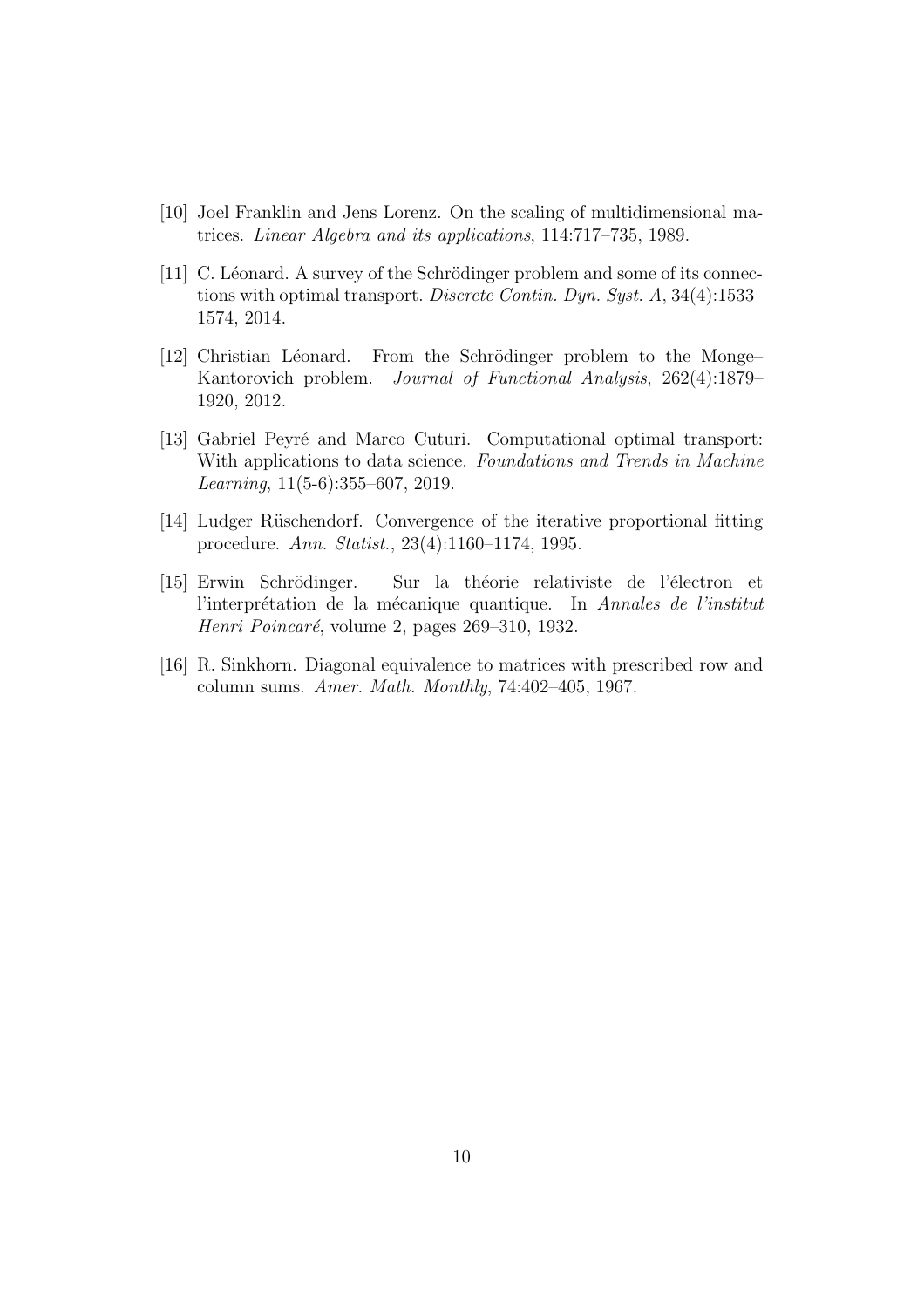[10] Joel Franklin and Jens Lorenz. On the scaling of multidimensional matrices. *Linear Algebra and its applications*, 114:717–735, 1989.

[11] C. Léonard. A survey of the Schrödinger problem and some of its connections with optimal transport. *Discrete Contin. Dyn. Syst. A*, 34(4):1533–1574, 2014.

[12] Christian Léonard. From the Schrödinger problem to the Monge–Kantorovich problem. *Journal of Functional Analysis*, 262(4):1879–1920, 2012.

[13] Gabriel Peyré and Marco Cuturi. Computational optimal transport: With applications to data science. *Foundations and Trends in Machine Learning*, 11(5-6):355–607, 2019.

[14] Ludger Rüschendorf. Convergence of the iterative proportional fitting procedure. *Ann. Statist.*, 23(4):1160–1174, 1995.

[15] Erwin Schrödinger. Sur la théorie relativiste de l'électron et l'interprétation de la mécanique quantique. In *Annales de l'institut Henri Poincaré*, volume 2, pages 269–310, 1932.

[16] R. Sinkhorn. Diagonal equivalence to matrices with prescribed row and column sums. *Amer. Math. Monthly*, 74:402–405, 1967.